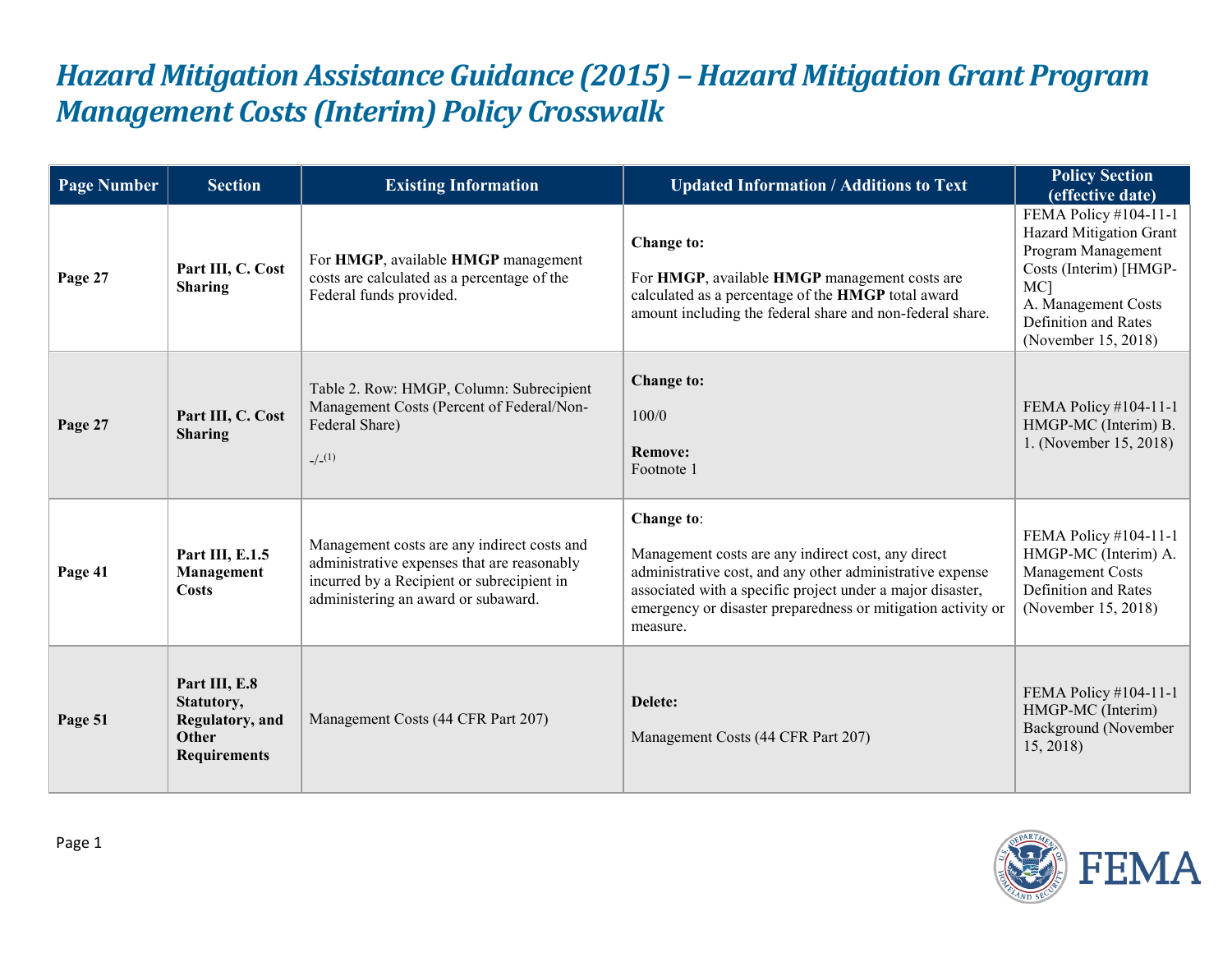# *Hazard Mitigation Assistance Guidance (2015) – Hazard Mitigation Grant Program Management Costs (Interim) Policy Crosswalk*

| Page Number | Section | Existing Information | Updated Information / Additions to Text | Policy Section (effective date) |
|---|---|---|---|---|
| **Page 27** | **Part III, C. Cost Sharing** | For **HMGP**, available **HMGP** management costs are calculated as a percentage of the Federal funds provided. | **Change to:** For **HMGP**, available **HMGP** management costs are calculated as a percentage of the **HMGP** total award amount including the federal share and non-federal share. | FEMA Policy #104-11-1 Hazard Mitigation Grant Program Management Costs (Interim) [HMGP-MC] A. Management Costs Definition and Rates (November 15, 2018) |
| **Page 27** | **Part III, C. Cost Sharing** | Table 2. Row: HMGP, Column: Subrecipient Management Costs (Percent of Federal/Non-Federal Share) -/-[(1)] | **Change to:** 100/0 **Remove:** Footnote 1 | FEMA Policy #104-11-1 HMGP-MC (Interim) B. 1. (November 15, 2018) |
| **Page 41** | **Part III, E.1.5 Management Costs** | Management costs are any indirect costs and administrative expenses that are reasonably incurred by a Recipient or subrecipient in administering an award or subaward. | **Change to**: Management costs are any indirect cost, any direct administrative cost, and any other administrative expense associated with a specific project under a major disaster, emergency or disaster preparedness or mitigation activity or measure. | FEMA Policy #104-11-1 HMGP-MC (Interim) A. Management Costs Definition and Rates (November 15, 2018) |
| **Page 51** | **Part III, E.8 Statutory, Regulatory, and Other Requirements** | Management Costs (44 CFR Part 207) | **Delete:** Management Costs (44 CFR Part 207) | FEMA Policy #104-11-1 HMGP-MC (Interim) Background (November 15, 2018) |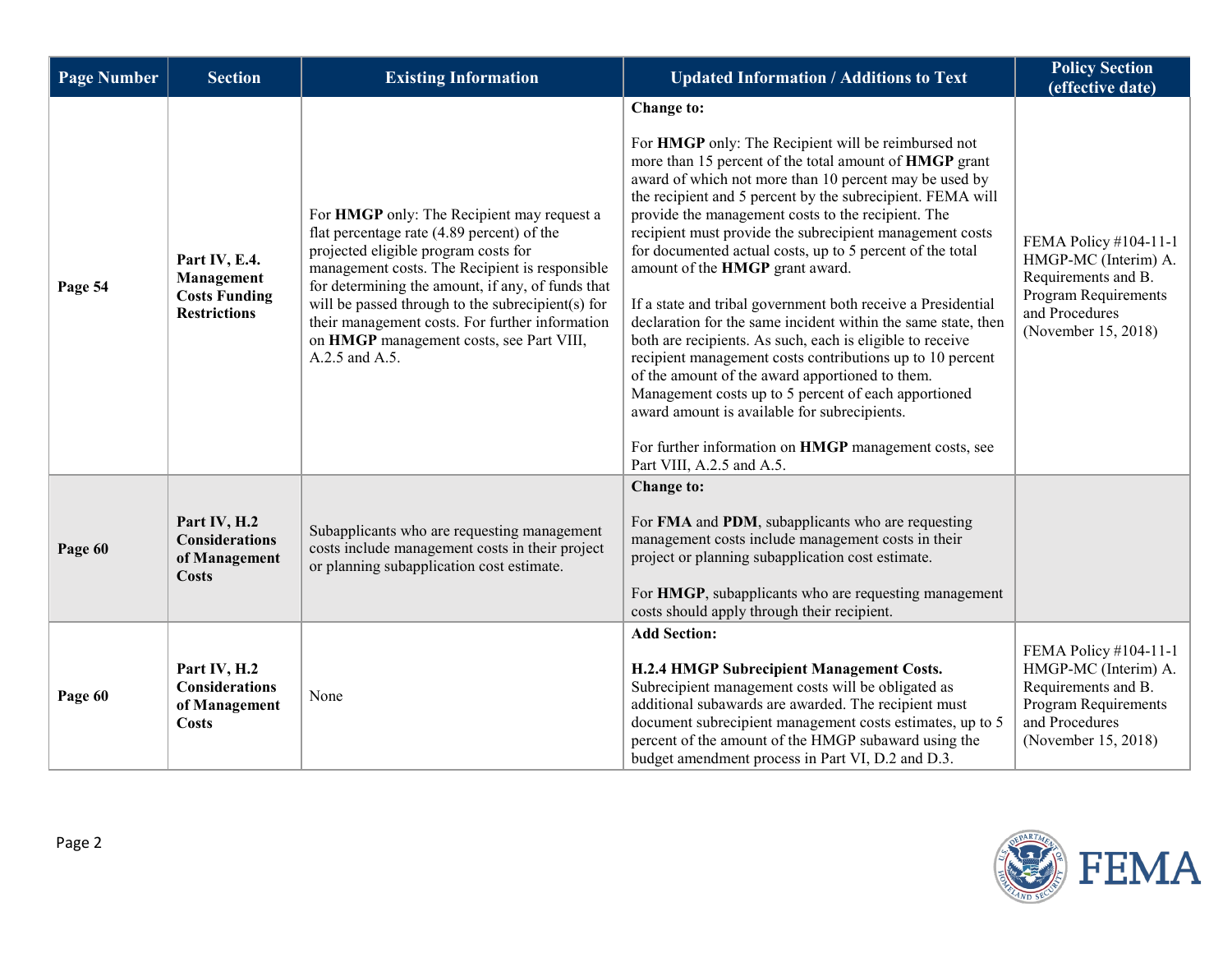| Page Number | Section | Existing Information | Updated Information / Additions to Text | Policy Section (effective date) |
|---|---|---|---|---|
| Page 54 | **Part IV, E.4. Management Costs Funding Restrictions** | For **HMGP** only: The Recipient may request a flat percentage rate (4.89 percent) of the projected eligible program costs for management costs. The Recipient is responsible for determining the amount, if any, of funds that will be passed through to the subrecipient(s) for their management costs. For further information on **HMGP** management costs, see Part VIII, A.2.5 and A.5. | **Change to:**<br><br>For **HMGP** only: The Recipient will be reimbursed not more than 15 percent of the total amount of **HMGP** grant award of which not more than 10 percent may be used by the recipient and 5 percent by the subrecipient. FEMA will provide the management costs to the recipient. The recipient must provide the subrecipient management costs for documented actual costs, up to 5 percent of the total amount of the **HMGP** grant award.<br><br>If a state and tribal government both receive a Presidential declaration for the same incident within the same state, then both are recipients. As such, each is eligible to receive recipient management costs contributions up to 10 percent of the amount of the award apportioned to them. Management costs up to 5 percent of each apportioned award amount is available for subrecipients.<br><br>For further information on **HMGP** management costs, see Part VIII, A.2.5 and A.5. | FEMA Policy #104-11-1 HMGP-MC (Interim) A. Requirements and B. Program Requirements and Procedures (November 15, 2018) |
| Page 60 | **Part IV, H.2 Considerations of Management Costs** | Subapplicants who are requesting management costs include management costs in their project or planning subapplication cost estimate. | **Change to:**<br><br>For **FMA** and **PDM**, subapplicants who are requesting management costs include management costs in their project or planning subapplication cost estimate.<br><br>For **HMGP**, subapplicants who are requesting management costs should apply through their recipient. | |
| Page 60 | **Part IV, H.2 Considerations of Management Costs** | None | **Add Section:**<br><br>**H.2.4 HMGP Subrecipient Management Costs.** Subrecipient management costs will be obligated as additional subawards are awarded. The recipient must document subrecipient management costs estimates, up to 5 percent of the amount of the HMGP subaward using the budget amendment process in Part VI, D.2 and D.3. | FEMA Policy #104-11-1 HMGP-MC (Interim) A. Requirements and B. Program Requirements and Procedures (November 15, 2018) |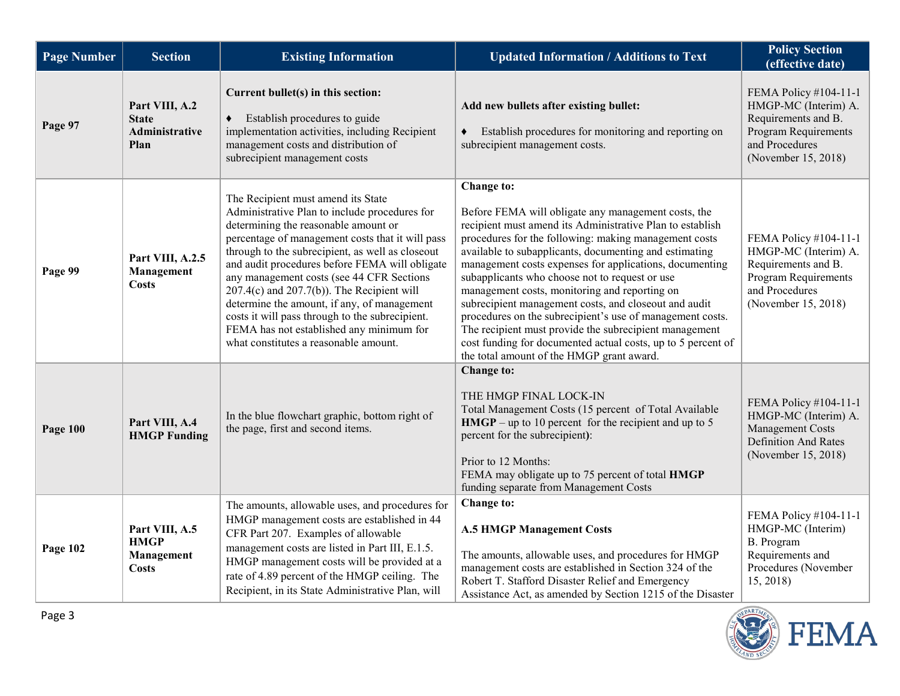| Page Number | Section | Existing Information | Updated Information / Additions to Text | Policy Section (effective date) |
|---|---|---|---|---|
| **Page 97** | **Part VIII, A.2 State Administrative Plan** | **Current bullet(s) in this section:**<br><br>♦ Establish procedures to guide implementation activities, including Recipient management costs and distribution of subrecipient management costs | **Add new bullets after existing bullet:**<br><br>♦ Establish procedures for monitoring and reporting on subrecipient management costs. | FEMA Policy #104-11-1 HMGP-MC (Interim) A. Requirements and B. Program Requirements and Procedures (November 15, 2018) |
| **Page 99** | **Part VIII, A.2.5 Management Costs** | The Recipient must amend its State Administrative Plan to include procedures for determining the reasonable amount or percentage of management costs that it will pass through to the subrecipient, as well as closeout and audit procedures before FEMA will obligate any management costs (see 44 CFR Sections 207.4(c) and 207.7(b)). The Recipient will determine the amount, if any, of management costs it will pass through to the subrecipient. FEMA has not established any minimum for what constitutes a reasonable amount. | **Change to:**<br><br>Before FEMA will obligate any management costs, the recipient must amend its Administrative Plan to establish procedures for the following: making management costs available to subapplicants, documenting and estimating management costs expenses for applications, documenting subapplicants who choose not to request or use management costs, monitoring and reporting on subrecipient management costs, and closeout and audit procedures on the subrecipient's use of management costs. The recipient must provide the subrecipient management cost funding for documented actual costs, up to 5 percent of the total amount of the HMGP grant award. | FEMA Policy #104-11-1 HMGP-MC (Interim) A. Requirements and B. Program Requirements and Procedures (November 15, 2018) |
| **Page 100** | **Part VIII, A.4 HMGP Funding** | In the blue flowchart graphic, bottom right of the page, first and second items. | **Change to:**<br><br>THE HMGP FINAL LOCK-IN<br>Total Management Costs (15 percent of Total Available **HMGP** – up to 10 percent for the recipient and up to 5 percent for the subrecipient**)**:<br><br>Prior to 12 Months:<br>FEMA may obligate up to 75 percent of total **HMGP** funding separate from Management Costs | FEMA Policy #104-11-1 HMGP-MC (Interim) A. Management Costs Definition And Rates (November 15, 2018) |
| **Page 102** | **Part VIII, A.5 HMGP Management Costs** | The amounts, allowable uses, and procedures for HMGP management costs are established in 44 CFR Part 207. Examples of allowable management costs are listed in Part III, E.1.5. HMGP management costs will be provided at a rate of 4.89 percent of the HMGP ceiling. The Recipient, in its State Administrative Plan, will | **Change to:**<br><br>**A.5 HMGP Management Costs**<br><br>The amounts, allowable uses, and procedures for HMGP management costs are established in Section 324 of the Robert T. Stafford Disaster Relief and Emergency Assistance Act, as amended by Section 1215 of the Disaster | FEMA Policy #104-11-1 HMGP-MC (Interim) B. Program Requirements and Procedures (November 15, 2018) |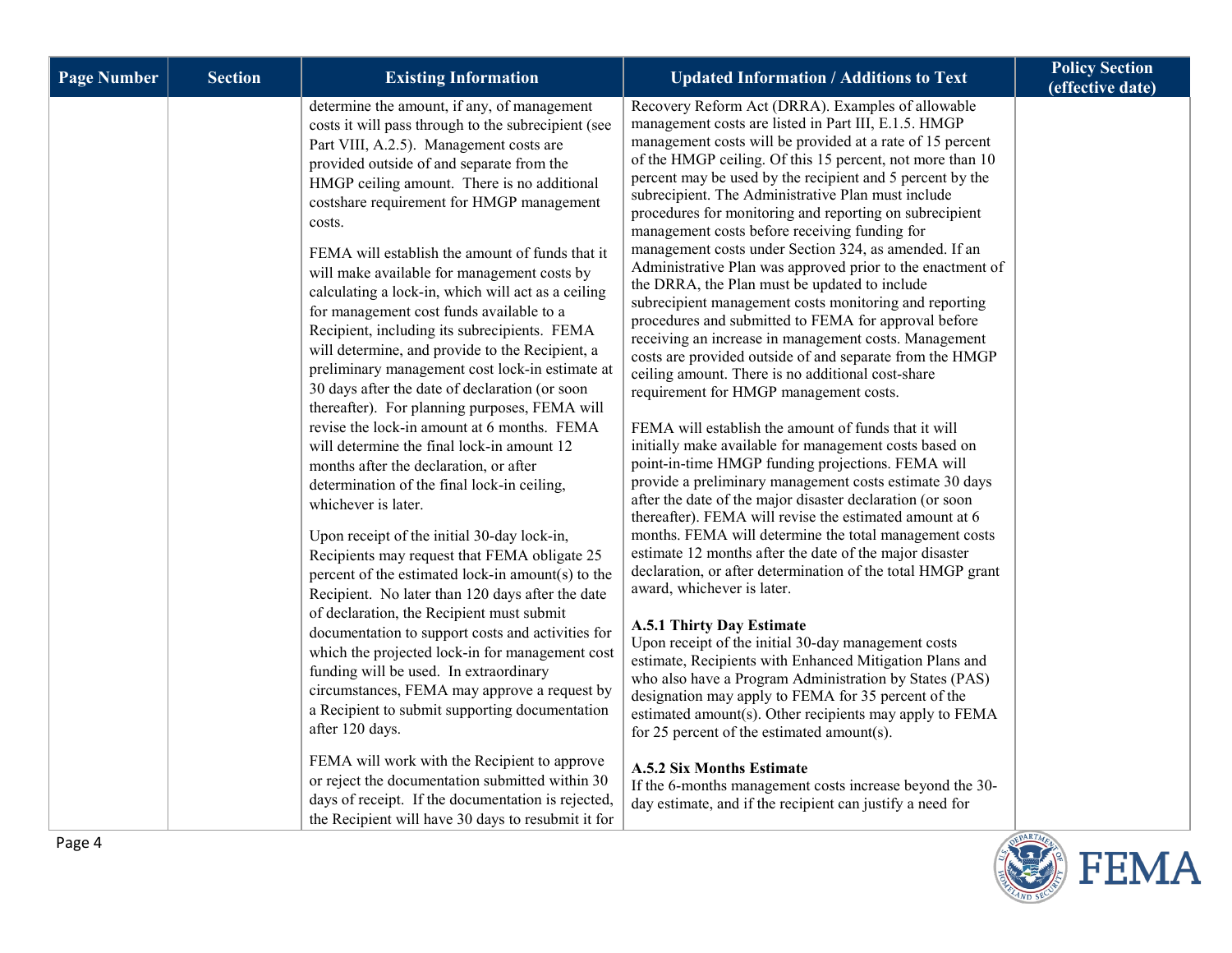| Page Number | Section | Existing Information | Updated Information / Additions to Text | Policy Section (effective date) |
|---|---|---|---|---|
| | | determine the amount, if any, of management costs it will pass through to the subrecipient (see Part VIII, A.2.5). Management costs are provided outside of and separate from the HMGP ceiling amount. There is no additional costshare requirement for HMGP management costs.<br><br>FEMA will establish the amount of funds that it will make available for management costs by calculating a lock-in, which will act as a ceiling for management cost funds available to a Recipient, including its subrecipients. FEMA will determine, and provide to the Recipient, a preliminary management cost lock-in estimate at 30 days after the date of declaration (or soon thereafter). For planning purposes, FEMA will revise the lock-in amount at 6 months. FEMA will determine the final lock-in amount 12 months after the declaration, or after determination of the final lock-in ceiling, whichever is later.<br><br>Upon receipt of the initial 30-day lock-in, Recipients may request that FEMA obligate 25 percent of the estimated lock-in amount(s) to the Recipient. No later than 120 days after the date of declaration, the Recipient must submit documentation to support costs and activities for which the projected lock-in for management cost funding will be used. In extraordinary circumstances, FEMA may approve a request by a Recipient to submit supporting documentation after 120 days.<br><br>FEMA will work with the Recipient to approve or reject the documentation submitted within 30 days of receipt. If the documentation is rejected, the Recipient will have 30 days to resubmit it for | Recovery Reform Act (DRRA). Examples of allowable management costs are listed in Part III, E.1.5. HMGP management costs will be provided at a rate of 15 percent of the HMGP ceiling. Of this 15 percent, not more than 10 percent may be used by the recipient and 5 percent by the subrecipient. The Administrative Plan must include procedures for monitoring and reporting on subrecipient management costs before receiving funding for management costs under Section 324, as amended. If an Administrative Plan was approved prior to the enactment of the DRRA, the Plan must be updated to include subrecipient management costs monitoring and reporting procedures and submitted to FEMA for approval before receiving an increase in management costs. Management costs are provided outside of and separate from the HMGP ceiling amount. There is no additional cost-share requirement for HMGP management costs.<br><br>FEMA will establish the amount of funds that it will initially make available for management costs based on point-in-time HMGP funding projections. FEMA will provide a preliminary management costs estimate 30 days after the date of the major disaster declaration (or soon thereafter). FEMA will revise the estimated amount at 6 months. FEMA will determine the total management costs estimate 12 months after the date of the major disaster declaration, or after determination of the total HMGP grant award, whichever is later.<br><br>**A.5.1 Thirty Day Estimate**<br>Upon receipt of the initial 30-day management costs estimate, Recipients with Enhanced Mitigation Plans and who also have a Program Administration by States (PAS) designation may apply to FEMA for 35 percent of the estimated amount(s). Other recipients may apply to FEMA for 25 percent of the estimated amount(s).<br><br>**A.5.2 Six Months Estimate**<br>If the 6-months management costs increase beyond the 30-day estimate, and if the recipient can justify a need for | |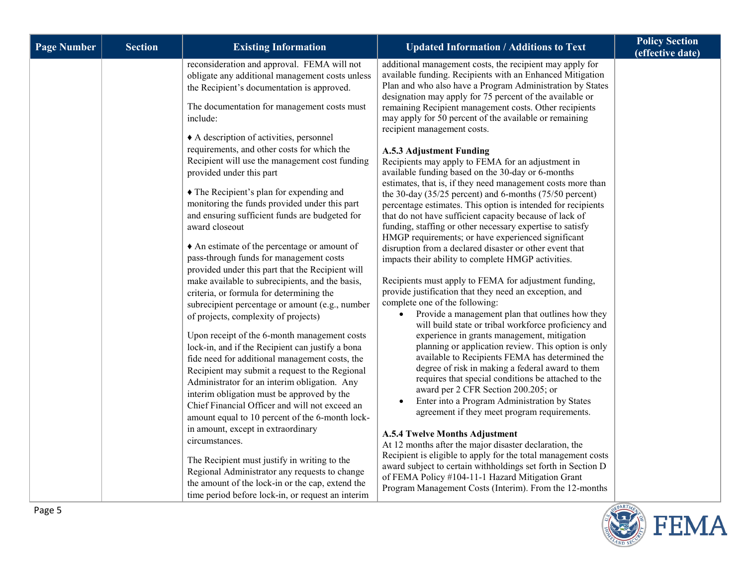| Page Number | Section | Existing Information | Updated Information / Additions to Text | Policy Section (effective date) |
|---|---|---|---|---|
| | | reconsideration and approval. FEMA will not obligate any additional management costs unless the Recipient's documentation is approved.<br><br>The documentation for management costs must include:<br><br>♦ A description of activities, personnel requirements, and other costs for which the Recipient will use the management cost funding provided under this part<br><br>♦ The Recipient's plan for expending and monitoring the funds provided under this part and ensuring sufficient funds are budgeted for award closeout<br><br>♦ An estimate of the percentage or amount of pass-through funds for management costs provided under this part that the Recipient will make available to subrecipients, and the basis, criteria, or formula for determining the subrecipient percentage or amount (e.g., number of projects, complexity of projects)<br><br>Upon receipt of the 6-month management costs lock-in, and if the Recipient can justify a bona fide need for additional management costs, the Recipient may submit a request to the Regional Administrator for an interim obligation. Any interim obligation must be approved by the Chief Financial Officer and will not exceed an amount equal to 10 percent of the 6-month lock-in amount, except in extraordinary circumstances.<br><br>The Recipient must justify in writing to the Regional Administrator any requests to change the amount of the lock-in or the cap, extend the time period before lock-in, or request an interim | additional management costs, the recipient may apply for available funding. Recipients with an Enhanced Mitigation Plan and who also have a Program Administration by States designation may apply for 75 percent of the available or remaining Recipient management costs. Other recipients may apply for 50 percent of the available or remaining recipient management costs.<br><br>**A.5.3 Adjustment Funding**<br>Recipients may apply to FEMA for an adjustment in available funding based on the 30-day or 6-months estimates, that is, if they need management costs more than the 30-day (35/25 percent) and 6-months (75/50 percent) percentage estimates. This option is intended for recipients that do not have sufficient capacity because of lack of funding, staffing or other necessary expertise to satisfy HMGP requirements; or have experienced significant disruption from a declared disaster or other event that impacts their ability to complete HMGP activities.<br><br>Recipients must apply to FEMA for adjustment funding, provide justification that they need an exception, and complete one of the following:<br>• Provide a management plan that outlines how they will build state or tribal workforce proficiency and experience in grants management, mitigation planning or application review. This option is only available to Recipients FEMA has determined the degree of risk in making a federal award to them requires that special conditions be attached to the award per 2 CFR Section 200.205; or<br>• Enter into a Program Administration by States agreement if they meet program requirements.<br><br>**A.5.4 Twelve Months Adjustment**<br>At 12 months after the major disaster declaration, the Recipient is eligible to apply for the total management costs award subject to certain withholdings set forth in Section D of FEMA Policy #104-11-1 Hazard Mitigation Grant Program Management Costs (Interim). From the 12-months | |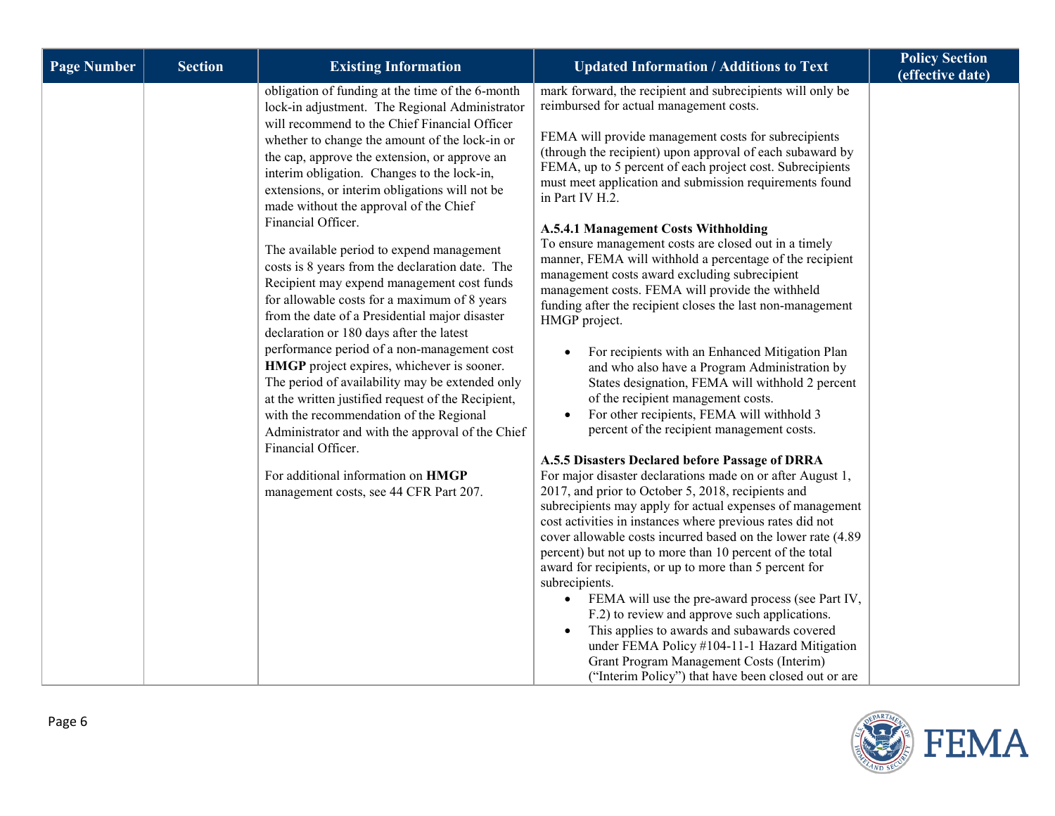| Page Number | Section | Existing Information | Updated Information / Additions to Text | Policy Section (effective date) |
|---|---|---|---|---|
| | | obligation of funding at the time of the 6-month lock-in adjustment. The Regional Administrator will recommend to the Chief Financial Officer whether to change the amount of the lock-in or the cap, approve the extension, or approve an interim obligation. Changes to the lock-in, extensions, or interim obligations will not be made without the approval of the Chief Financial Officer.<br><br>The available period to expend management costs is 8 years from the declaration date. The Recipient may expend management cost funds for allowable costs for a maximum of 8 years from the date of a Presidential major disaster declaration or 180 days after the latest performance period of a non-management cost **HMGP** project expires, whichever is sooner. The period of availability may be extended only at the written justified request of the Recipient, with the recommendation of the Regional Administrator and with the approval of the Chief Financial Officer.<br><br>For additional information on **HMGP** management costs, see 44 CFR Part 207. | mark forward, the recipient and subrecipients will only be reimbursed for actual management costs.<br><br>FEMA will provide management costs for subrecipients (through the recipient) upon approval of each subaward by FEMA, up to 5 percent of each project cost. Subrecipients must meet application and submission requirements found in Part IV H.2.<br><br>**A.5.4.1 Management Costs Withholding**<br>To ensure management costs are closed out in a timely manner, FEMA will withhold a percentage of the recipient management costs award excluding subrecipient management costs. FEMA will provide the withheld funding after the recipient closes the last non-management HMGP project.<br><br>• For recipients with an Enhanced Mitigation Plan and who also have a Program Administration by States designation, FEMA will withhold 2 percent of the recipient management costs.<br>• For other recipients, FEMA will withhold 3 percent of the recipient management costs.<br><br>**A.5.5 Disasters Declared before Passage of DRRA**<br>For major disaster declarations made on or after August 1, 2017, and prior to October 5, 2018, recipients and subrecipients may apply for actual expenses of management cost activities in instances where previous rates did not cover allowable costs incurred based on the lower rate (4.89 percent) but not up to more than 10 percent of the total award for recipients, or up to more than 5 percent for subrecipients.<br>• FEMA will use the pre-award process (see Part IV, F.2) to review and approve such applications.<br>• This applies to awards and subawards covered under FEMA Policy #104-11-1 Hazard Mitigation Grant Program Management Costs (Interim) ("Interim Policy") that have been closed out or are | |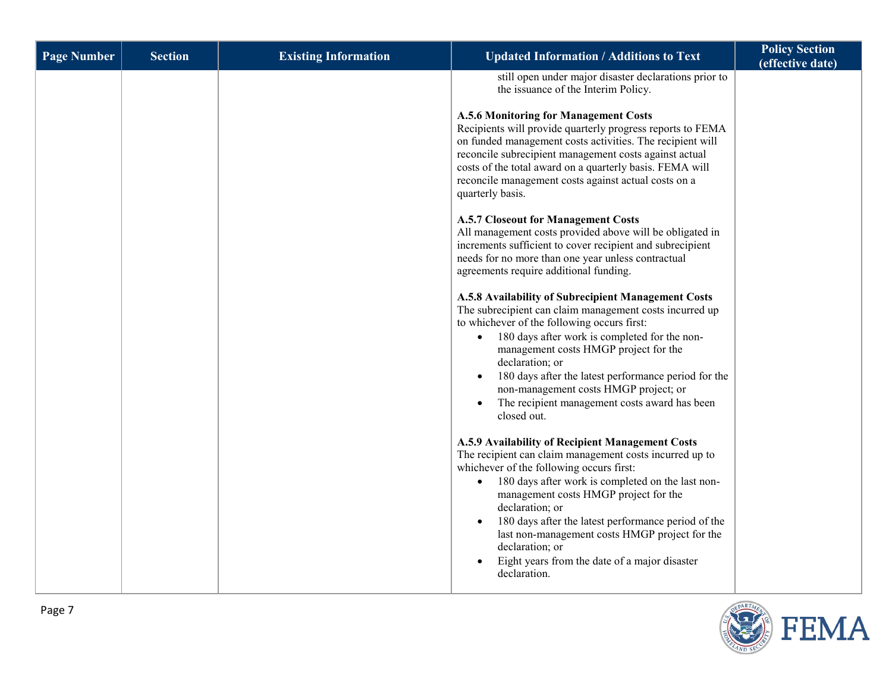| Page Number | Section | Existing Information | Updated Information / Additions to Text | Policy Section (effective date) |
|---|---|---|---|---|
| | | | still open under major disaster declarations prior to the issuance of the Interim Policy.<br><br>**A.5.6 Monitoring for Management Costs**<br>Recipients will provide quarterly progress reports to FEMA on funded management costs activities. The recipient will reconcile subrecipient management costs against actual costs of the total award on a quarterly basis. FEMA will reconcile management costs against actual costs on a quarterly basis.<br><br>**A.5.7 Closeout for Management Costs**<br>All management costs provided above will be obligated in increments sufficient to cover recipient and subrecipient needs for no more than one year unless contractual agreements require additional funding.<br><br>**A.5.8 Availability of Subrecipient Management Costs**<br>The subrecipient can claim management costs incurred up to whichever of the following occurs first:<br>• 180 days after work is completed for the non-management costs HMGP project for the declaration; or<br>• 180 days after the latest performance period for the non-management costs HMGP project; or<br>• The recipient management costs award has been closed out.<br><br>**A.5.9 Availability of Recipient Management Costs**<br>The recipient can claim management costs incurred up to whichever of the following occurs first:<br>• 180 days after work is completed on the last non-management costs HMGP project for the declaration; or<br>• 180 days after the latest performance period of the last non-management costs HMGP project for the declaration; or<br>• Eight years from the date of a major disaster declaration. | |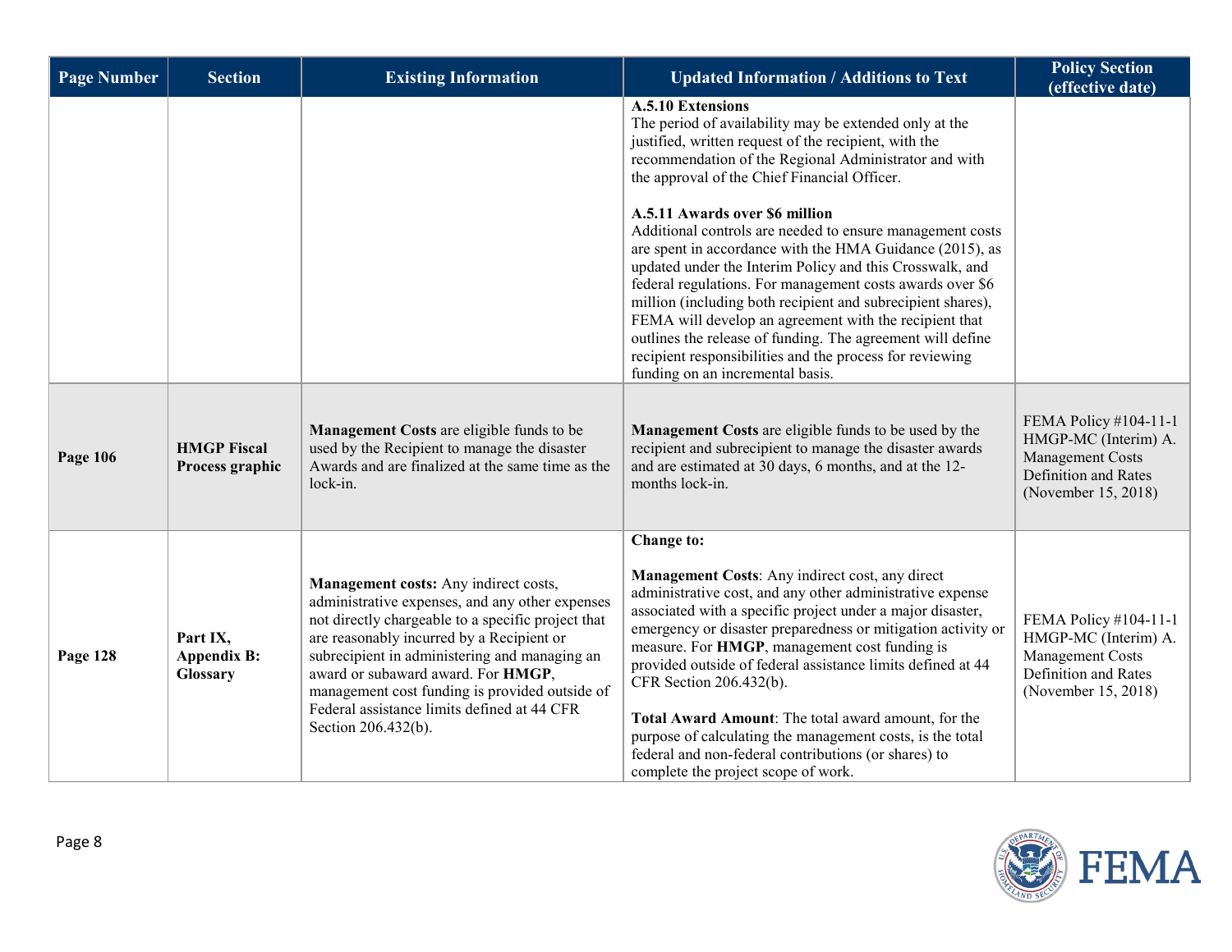| Page Number | Section | Existing Information | Updated Information / Additions to Text | Policy Section (effective date) |
|---|---|---|---|---|
| | | | **A.5.10 Extensions**<br>The period of availability may be extended only at the justified, written request of the recipient, with the recommendation of the Regional Administrator and with the approval of the Chief Financial Officer.<br><br>**A.5.11 Awards over $6 million**<br>Additional controls are needed to ensure management costs are spent in accordance with the HMA Guidance (2015), as updated under the Interim Policy and this Crosswalk, and federal regulations. For management costs awards over $6 million (including both recipient and subrecipient shares), FEMA will develop an agreement with the recipient that outlines the release of funding. The agreement will define recipient responsibilities and the process for reviewing funding on an incremental basis. | |
| **Page 106** | **HMGP Fiscal Process graphic** | **Management Costs** are eligible funds to be used by the Recipient to manage the disaster Awards and are finalized at the same time as the lock-in. | **Management Costs** are eligible funds to be used by the recipient and subrecipient to manage the disaster awards and are estimated at 30 days, 6 months, and at the 12-months lock-in. | FEMA Policy #104-11-1 HMGP-MC (Interim) A. Management Costs Definition and Rates (November 15, 2018) |
| **Page 128** | **Part IX, Appendix B: Glossary** | **Management costs:** Any indirect costs, administrative expenses, and any other expenses not directly chargeable to a specific project that are reasonably incurred by a Recipient or subrecipient in administering and managing an award or subaward award. For **HMGP**, management cost funding is provided outside of Federal assistance limits defined at 44 CFR Section 206.432(b). | **Change to:**<br><br>**Management Costs**: Any indirect cost, any direct administrative cost, and any other administrative expense associated with a specific project under a major disaster, emergency or disaster preparedness or mitigation activity or measure. For **HMGP**, management cost funding is provided outside of federal assistance limits defined at 44 CFR Section 206.432(b).<br><br>**Total Award Amount**: The total award amount, for the purpose of calculating the management costs, is the total federal and non-federal contributions (or shares) to complete the project scope of work. | FEMA Policy #104-11-1 HMGP-MC (Interim) A. Management Costs Definition and Rates (November 15, 2018) |